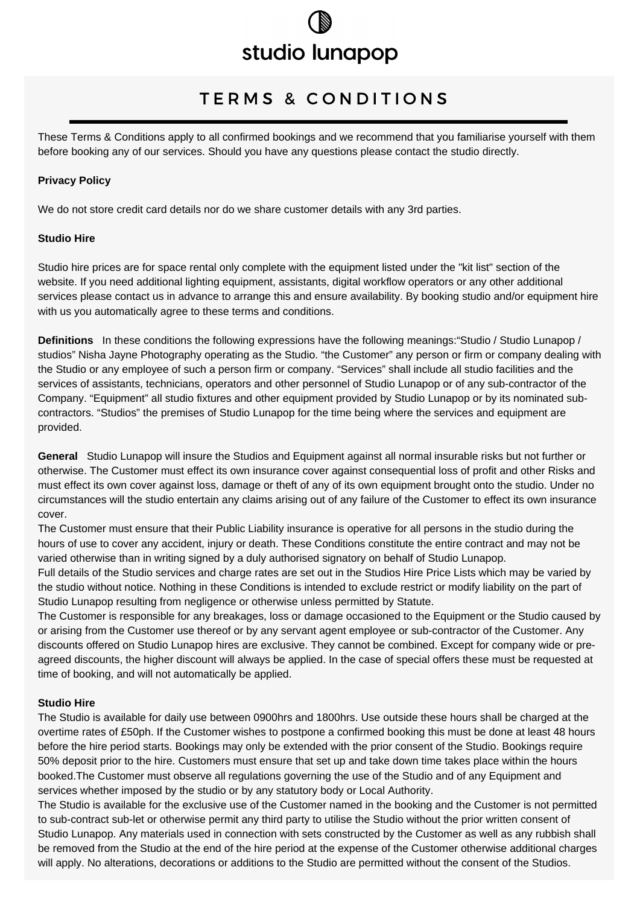# studio lunapop

## TERMS & CONDITIONS

These Terms & Conditions apply to all confirmed bookings and we recommend that you familiarise yourself with them before booking any of our services. Should you have any questions please contact the studio directly.

**Privacy Policy**

We do not store credit card details nor do we share customer details with any 3rd parties.

**Studio Hire**

Studio hire prices are for space rental only complete with the equipment listed under the "kit list" section of the website. If you need additional lighting equipment, assistants, digital workflow operators or any other additional services please contact us in advance to arrange this and ensure availability. By booking studio and/or equipment hire with us you automatically agree to these terms and conditions.

**Definitions** In these conditions the following expressions have the following meanings:“Studio / Studio Lunapop / studios” Nisha Jayne Photography operating as the Studio. “the Customer” any person or firm or company dealing with the Studio or any employee of such a person firm or company. “Services” shall include all studio facilities and the services of assistants, technicians, operators and other personnel of Studio Lunapop or of any sub-contractor of the Company. “Equipment” all studio fixtures and other equipment provided by Studio Lunapop or by its nominated sub-contractors. “Studios” the premises of Studio Lunapop for the time being where the services and equipment are provided.

**General** Studio Lunapop will insure the Studios and Equipment against all normal insurable risks but not further or otherwise. The Customer must effect its own insurance cover against consequential loss of profit and other Risks and must effect its own cover against loss, damage or theft of any of its own equipment brought onto the studio. Under no circumstances will the studio entertain any claims arising out of any failure of the Customer to effect its own insurance cover.
The Customer must ensure that their Public Liability insurance is operative for all persons in the studio during the hours of use to cover any accident, injury or death. These Conditions constitute the entire contract and may not be varied otherwise than in writing signed by a duly authorised signatory on behalf of Studio Lunapop.
Full details of the Studio services and charge rates are set out in the Studios Hire Price Lists which may be varied by the studio without notice. Nothing in these Conditions is intended to exclude restrict or modify liability on the part of Studio Lunapop resulting from negligence or otherwise unless permitted by Statute.
The Customer is responsible for any breakages, loss or damage occasioned to the Equipment or the Studio caused by or arising from the Customer use thereof or by any servant agent employee or sub-contractor of the Customer. Any discounts offered on Studio Lunapop hires are exclusive. They cannot be combined. Except for company wide or pre-agreed discounts, the higher discount will always be applied. In the case of special offers these must be requested at time of booking, and will not automatically be applied.

**Studio Hire**

The Studio is available for daily use between 0900hrs and 1800hrs. Use outside these hours shall be charged at the overtime rates of £50ph. If the Customer wishes to postpone a confirmed booking this must be done at least 48 hours before the hire period starts. Bookings may only be extended with the prior consent of the Studio. Bookings require 50% deposit prior to the hire. Customers must ensure that set up and take down time takes place within the hours booked.The Customer must observe all regulations governing the use of the Studio and of any Equipment and services whether imposed by the studio or by any statutory body or Local Authority.
The Studio is available for the exclusive use of the Customer named in the booking and the Customer is not permitted to sub-contract sub-let or otherwise permit any third party to utilise the Studio without the prior written consent of Studio Lunapop. Any materials used in connection with sets constructed by the Customer as well as any rubbish shall be removed from the Studio at the end of the hire period at the expense of the Customer otherwise additional charges will apply. No alterations, decorations or additions to the Studio are permitted without the consent of the Studios.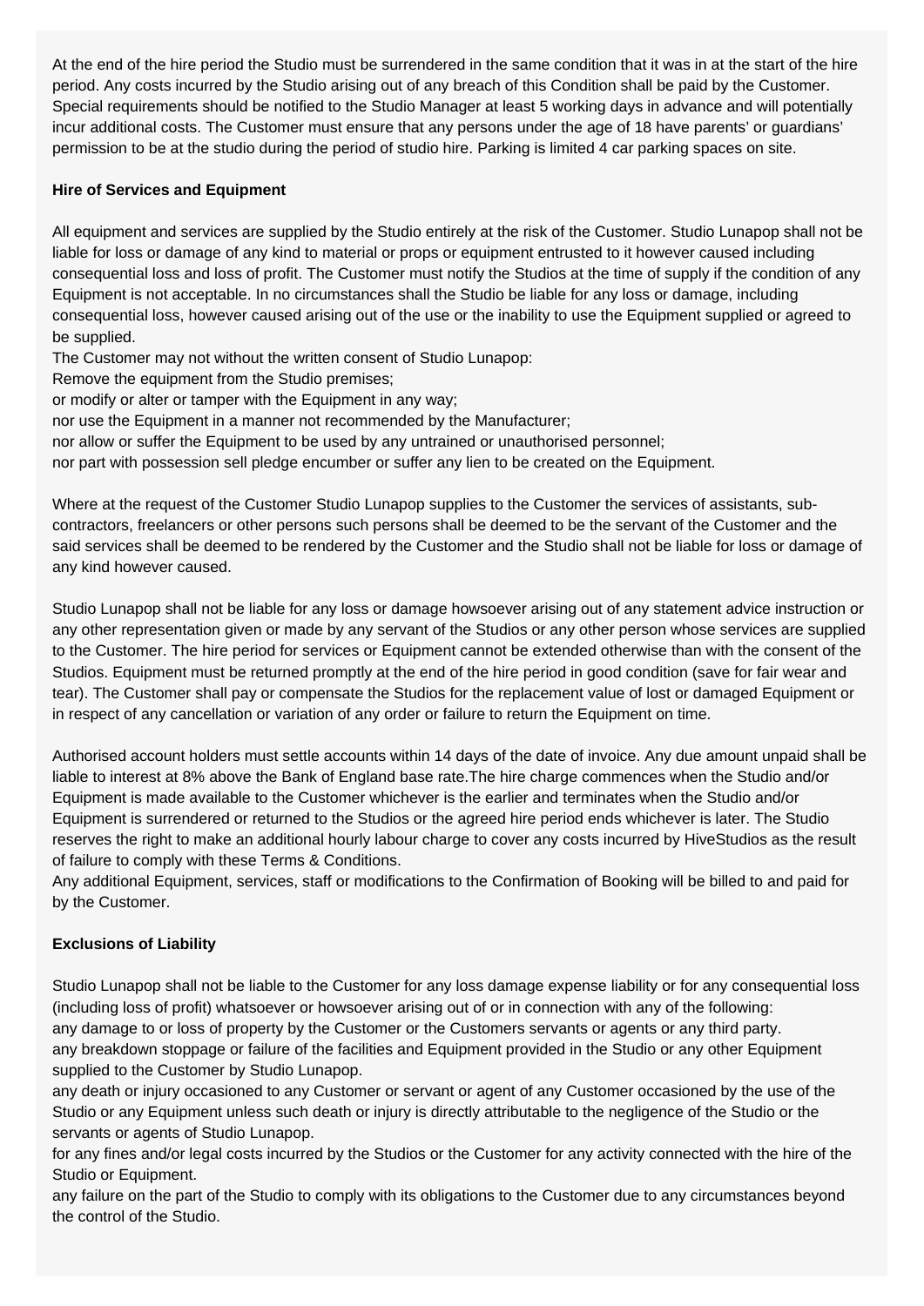At the end of the hire period the Studio must be surrendered in the same condition that it was in at the start of the hire period. Any costs incurred by the Studio arising out of any breach of this Condition shall be paid by the Customer. Special requirements should be notified to the Studio Manager at least 5 working days in advance and will potentially incur additional costs. The Customer must ensure that any persons under the age of 18 have parents' or guardians' permission to be at the studio during the period of studio hire. Parking is limited 4 car parking spaces on site.

**Hire of Services and Equipment**

All equipment and services are supplied by the Studio entirely at the risk of the Customer. Studio Lunapop shall not be liable for loss or damage of any kind to material or props or equipment entrusted to it however caused including consequential loss and loss of profit. The Customer must notify the Studios at the time of supply if the condition of any Equipment is not acceptable. In no circumstances shall the Studio be liable for any loss or damage, including consequential loss, however caused arising out of the use or the inability to use the Equipment supplied or agreed to be supplied.
The Customer may not without the written consent of Studio Lunapop:
Remove the equipment from the Studio premises;
or modify or alter or tamper with the Equipment in any way;
nor use the Equipment in a manner not recommended by the Manufacturer;
nor allow or suffer the Equipment to be used by any untrained or unauthorised personnel;
nor part with possession sell pledge encumber or suffer any lien to be created on the Equipment.

Where at the request of the Customer Studio Lunapop supplies to the Customer the services of assistants, sub-contractors, freelancers or other persons such persons shall be deemed to be the servant of the Customer and the said services shall be deemed to be rendered by the Customer and the Studio shall not be liable for loss or damage of any kind however caused.

Studio Lunapop shall not be liable for any loss or damage howsoever arising out of any statement advice instruction or any other representation given or made by any servant of the Studios or any other person whose services are supplied to the Customer. The hire period for services or Equipment cannot be extended otherwise than with the consent of the Studios. Equipment must be returned promptly at the end of the hire period in good condition (save for fair wear and tear). The Customer shall pay or compensate the Studios for the replacement value of lost or damaged Equipment or in respect of any cancellation or variation of any order or failure to return the Equipment on time.

Authorised account holders must settle accounts within 14 days of the date of invoice. Any due amount unpaid shall be liable to interest at 8% above the Bank of England base rate.The hire charge commences when the Studio and/or Equipment is made available to the Customer whichever is the earlier and terminates when the Studio and/or Equipment is surrendered or returned to the Studios or the agreed hire period ends whichever is later. The Studio reserves the right to make an additional hourly labour charge to cover any costs incurred by HiveStudios as the result of failure to comply with these Terms & Conditions.
Any additional Equipment, services, staff or modifications to the Confirmation of Booking will be billed to and paid for by the Customer.

**Exclusions of Liability**

Studio Lunapop shall not be liable to the Customer for any loss damage expense liability or for any consequential loss (including loss of profit) whatsoever or howsoever arising out of or in connection with any of the following:
any damage to or loss of property by the Customer or the Customers servants or agents or any third party.
any breakdown stoppage or failure of the facilities and Equipment provided in the Studio or any other Equipment supplied to the Customer by Studio Lunapop.
any death or injury occasioned to any Customer or servant or agent of any Customer occasioned by the use of the Studio or any Equipment unless such death or injury is directly attributable to the negligence of the Studio or the servants or agents of Studio Lunapop.
for any fines and/or legal costs incurred by the Studios or the Customer for any activity connected with the hire of the Studio or Equipment.
any failure on the part of the Studio to comply with its obligations to the Customer due to any circumstances beyond the control of the Studio.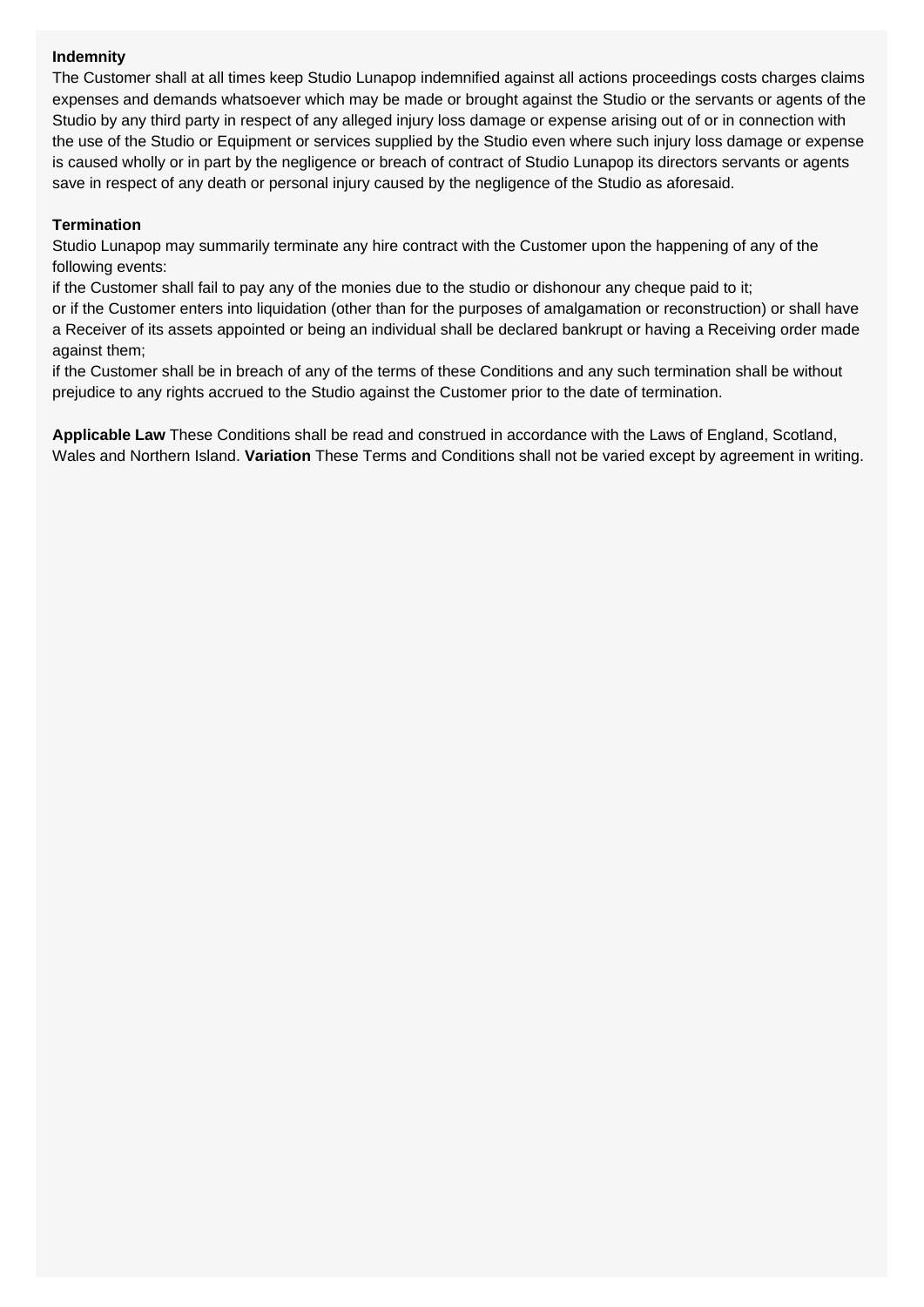**Indemnity**
The Customer shall at all times keep Studio Lunapop indemnified against all actions proceedings costs charges claims expenses and demands whatsoever which may be made or brought against the Studio or the servants or agents of the Studio by any third party in respect of any alleged injury loss damage or expense arising out of or in connection with the use of the Studio or Equipment or services supplied by the Studio even where such injury loss damage or expense is caused wholly or in part by the negligence or breach of contract of Studio Lunapop its directors servants or agents save in respect of any death or personal injury caused by the negligence of the Studio as aforesaid.

**Termination**
Studio Lunapop may summarily terminate any hire contract with the Customer upon the happening of any of the following events:
if the Customer shall fail to pay any of the monies due to the studio or dishonour any cheque paid to it;
or if the Customer enters into liquidation (other than for the purposes of amalgamation or reconstruction) or shall have a Receiver of its assets appointed or being an individual shall be declared bankrupt or having a Receiving order made against them;
if the Customer shall be in breach of any of the terms of these Conditions and any such termination shall be without prejudice to any rights accrued to the Studio against the Customer prior to the date of termination.

**Applicable Law** These Conditions shall be read and construed in accordance with the Laws of England, Scotland, Wales and Northern Island. **Variation** These Terms and Conditions shall not be varied except by agreement in writing.